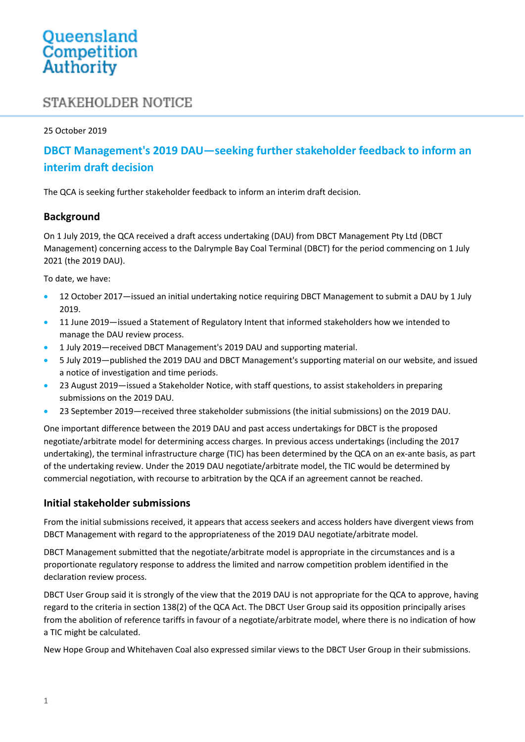Queensland Competition Authority

STAKEHOLDER NOTICE

25 October 2019

# DBCT Management's 2019 DAU—seeking further stakeholder feedback to inform an interim draft decision

The QCA is seeking further stakeholder feedback to inform an interim draft decision.

## Background

On 1 July 2019, the QCA received a draft access undertaking (DAU) from DBCT Management Pty Ltd (DBCT Management) concerning access to the Dalrymple Bay Coal Terminal (DBCT) for the period commencing on 1 July 2021 (the 2019 DAU).

To date, we have:

- 12 October 2017—issued an initial undertaking notice requiring DBCT Management to submit a DAU by 1 July 2019.
- 11 June 2019—issued a Statement of Regulatory Intent that informed stakeholders how we intended to manage the DAU review process.
- 1 July 2019—received DBCT Management's 2019 DAU and supporting material.
- 5 July 2019—published the 2019 DAU and DBCT Management's supporting material on our website, and issued a notice of investigation and time periods.
- 23 August 2019—issued a Stakeholder Notice, with staff questions, to assist stakeholders in preparing submissions on the 2019 DAU.
- 23 September 2019—received three stakeholder submissions (the initial submissions) on the 2019 DAU.

One important difference between the 2019 DAU and past access undertakings for DBCT is the proposed negotiate/arbitrate model for determining access charges. In previous access undertakings (including the 2017 undertaking), the terminal infrastructure charge (TIC) has been determined by the QCA on an ex-ante basis, as part of the undertaking review. Under the 2019 DAU negotiate/arbitrate model, the TIC would be determined by commercial negotiation, with recourse to arbitration by the QCA if an agreement cannot be reached.

## Initial stakeholder submissions

From the initial submissions received, it appears that access seekers and access holders have divergent views from DBCT Management with regard to the appropriateness of the 2019 DAU negotiate/arbitrate model.

DBCT Management submitted that the negotiate/arbitrate model is appropriate in the circumstances and is a proportionate regulatory response to address the limited and narrow competition problem identified in the declaration review process.

DBCT User Group said it is strongly of the view that the 2019 DAU is not appropriate for the QCA to approve, having regard to the criteria in section 138(2) of the QCA Act. The DBCT User Group said its opposition principally arises from the abolition of reference tariffs in favour of a negotiate/arbitrate model, where there is no indication of how a TIC might be calculated.

New Hope Group and Whitehaven Coal also expressed similar views to the DBCT User Group in their submissions.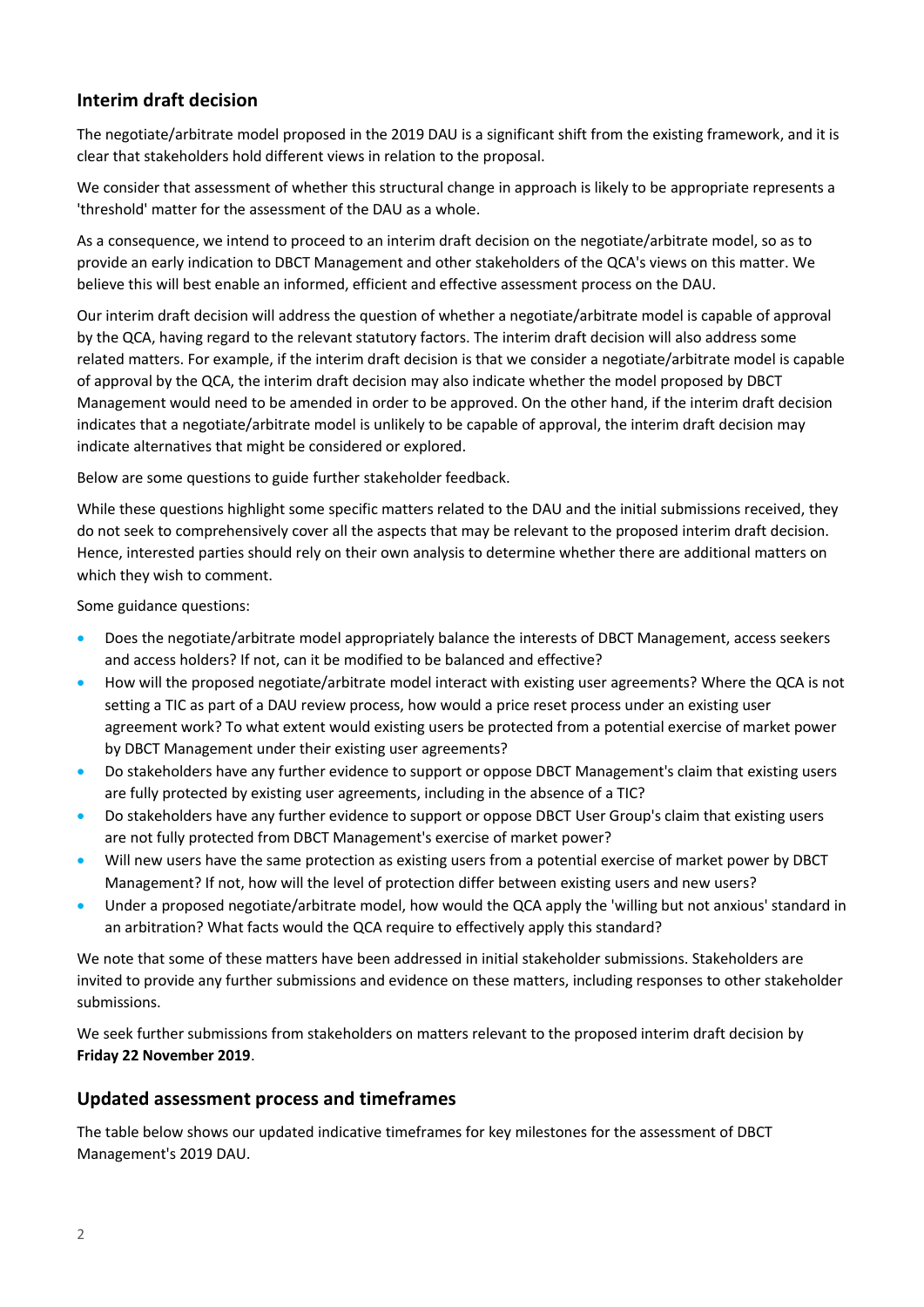## Interim draft decision

The negotiate/arbitrate model proposed in the 2019 DAU is a significant shift from the existing framework, and it is clear that stakeholders hold different views in relation to the proposal.

We consider that assessment of whether this structural change in approach is likely to be appropriate represents a 'threshold' matter for the assessment of the DAU as a whole.

As a consequence, we intend to proceed to an interim draft decision on the negotiate/arbitrate model, so as to provide an early indication to DBCT Management and other stakeholders of the QCA's views on this matter. We believe this will best enable an informed, efficient and effective assessment process on the DAU.

Our interim draft decision will address the question of whether a negotiate/arbitrate model is capable of approval by the QCA, having regard to the relevant statutory factors. The interim draft decision will also address some related matters. For example, if the interim draft decision is that we consider a negotiate/arbitrate model is capable of approval by the QCA, the interim draft decision may also indicate whether the model proposed by DBCT Management would need to be amended in order to be approved. On the other hand, if the interim draft decision indicates that a negotiate/arbitrate model is unlikely to be capable of approval, the interim draft decision may indicate alternatives that might be considered or explored.

Below are some questions to guide further stakeholder feedback.

While these questions highlight some specific matters related to the DAU and the initial submissions received, they do not seek to comprehensively cover all the aspects that may be relevant to the proposed interim draft decision. Hence, interested parties should rely on their own analysis to determine whether there are additional matters on which they wish to comment.

Some guidance questions:

- Does the negotiate/arbitrate model appropriately balance the interests of DBCT Management, access seekers and access holders? If not, can it be modified to be balanced and effective?
- How will the proposed negotiate/arbitrate model interact with existing user agreements? Where the QCA is not setting a TIC as part of a DAU review process, how would a price reset process under an existing user agreement work? To what extent would existing users be protected from a potential exercise of market power by DBCT Management under their existing user agreements?
- Do stakeholders have any further evidence to support or oppose DBCT Management's claim that existing users are fully protected by existing user agreements, including in the absence of a TIC?
- Do stakeholders have any further evidence to support or oppose DBCT User Group's claim that existing users are not fully protected from DBCT Management's exercise of market power?
- Will new users have the same protection as existing users from a potential exercise of market power by DBCT Management? If not, how will the level of protection differ between existing users and new users?
- Under a proposed negotiate/arbitrate model, how would the QCA apply the 'willing but not anxious' standard in an arbitration? What facts would the QCA require to effectively apply this standard?

We note that some of these matters have been addressed in initial stakeholder submissions. Stakeholders are invited to provide any further submissions and evidence on these matters, including responses to other stakeholder submissions.

We seek further submissions from stakeholders on matters relevant to the proposed interim draft decision by **Friday 22 November 2019**.

## Updated assessment process and timeframes

The table below shows our updated indicative timeframes for key milestones for the assessment of DBCT Management's 2019 DAU.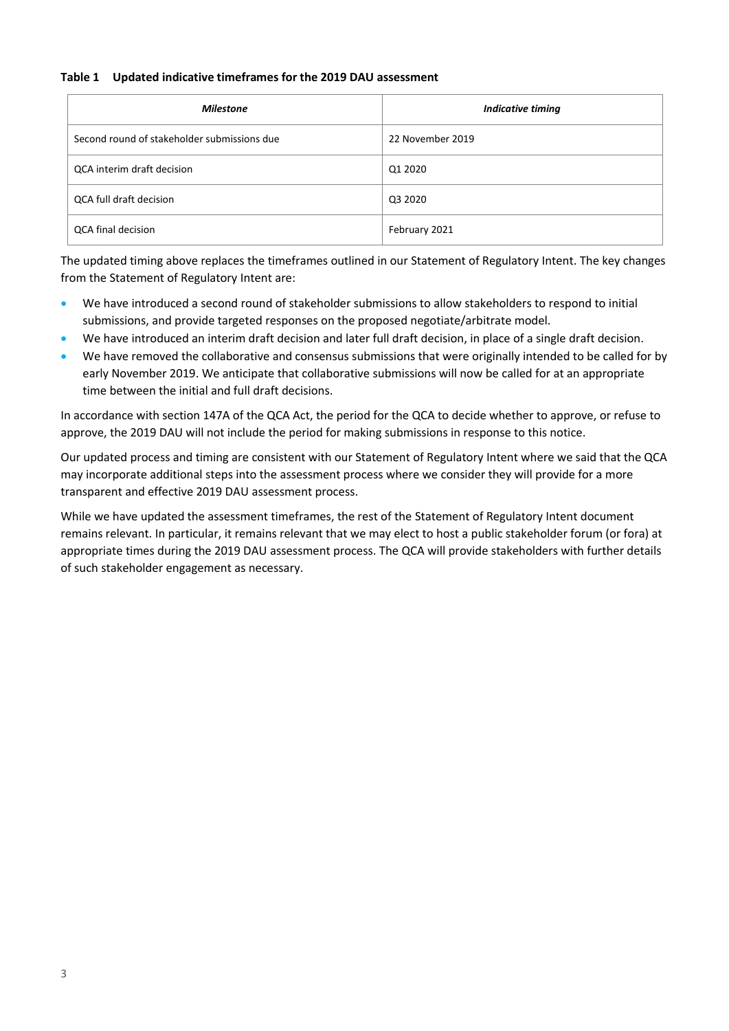**Table 1 Updated indicative timeframes for the 2019 DAU assessment**

| *Milestone* | *Indicative timing* |
| --- | --- |
| Second round of stakeholder submissions due | 22 November 2019 |
| QCA interim draft decision | Q1 2020 |
| QCA full draft decision | Q3 2020 |
| QCA final decision | February 2021 |

The updated timing above replaces the timeframes outlined in our Statement of Regulatory Intent. The key changes from the Statement of Regulatory Intent are:

- We have introduced a second round of stakeholder submissions to allow stakeholders to respond to initial submissions, and provide targeted responses on the proposed negotiate/arbitrate model.
- We have introduced an interim draft decision and later full draft decision, in place of a single draft decision.
- We have removed the collaborative and consensus submissions that were originally intended to be called for by early November 2019. We anticipate that collaborative submissions will now be called for at an appropriate time between the initial and full draft decisions.

In accordance with section 147A of the QCA Act, the period for the QCA to decide whether to approve, or refuse to approve, the 2019 DAU will not include the period for making submissions in response to this notice.

Our updated process and timing are consistent with our Statement of Regulatory Intent where we said that the QCA may incorporate additional steps into the assessment process where we consider they will provide for a more transparent and effective 2019 DAU assessment process.

While we have updated the assessment timeframes, the rest of the Statement of Regulatory Intent document remains relevant. In particular, it remains relevant that we may elect to host a public stakeholder forum (or fora) at appropriate times during the 2019 DAU assessment process. The QCA will provide stakeholders with further details of such stakeholder engagement as necessary.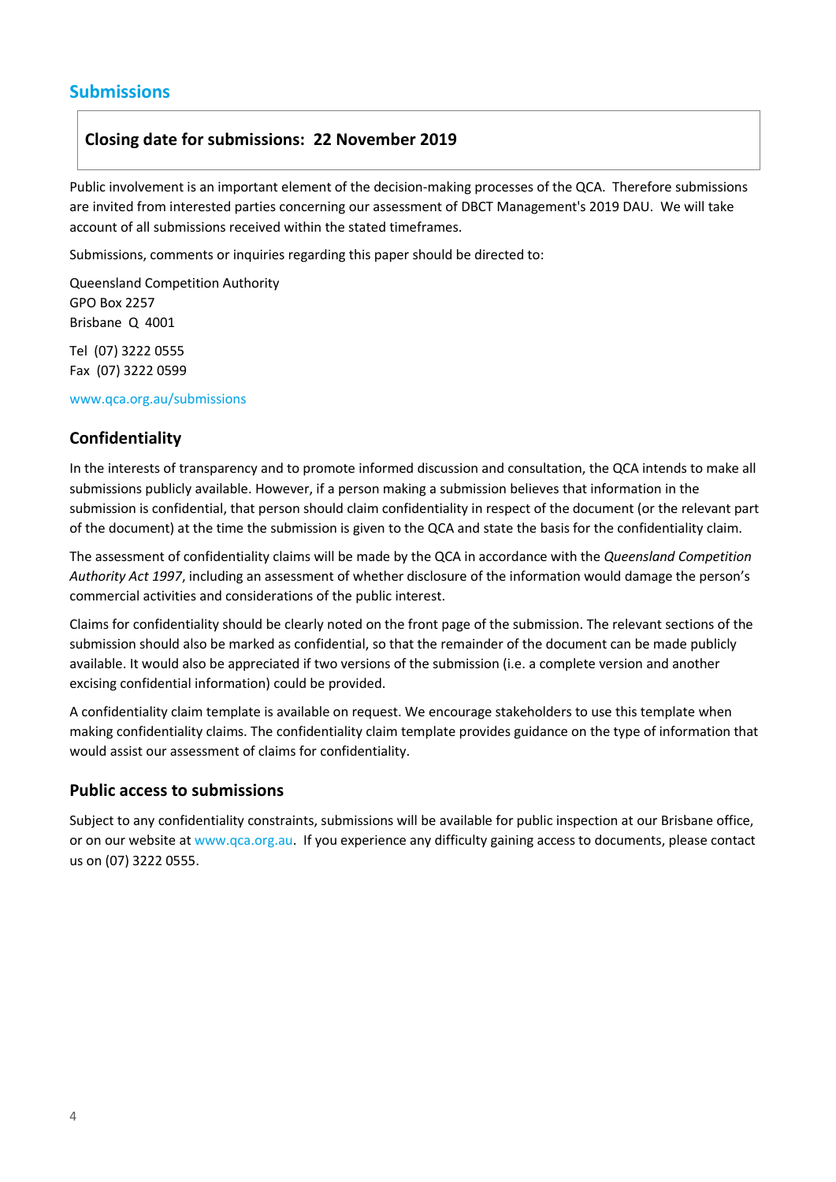## Submissions

**Closing date for submissions: 22 November 2019**

Public involvement is an important element of the decision-making processes of the QCA. Therefore submissions are invited from interested parties concerning our assessment of DBCT Management's 2019 DAU. We will take account of all submissions received within the stated timeframes.

Submissions, comments or inquiries regarding this paper should be directed to:

Queensland Competition Authority  
GPO Box 2257  
Brisbane Q 4001

Tel (07) 3222 0555  
Fax (07) 3222 0599

www.qca.org.au/submissions

### Confidentiality

In the interests of transparency and to promote informed discussion and consultation, the QCA intends to make all submissions publicly available. However, if a person making a submission believes that information in the submission is confidential, that person should claim confidentiality in respect of the document (or the relevant part of the document) at the time the submission is given to the QCA and state the basis for the confidentiality claim.

The assessment of confidentiality claims will be made by the QCA in accordance with the *Queensland Competition Authority Act 1997*, including an assessment of whether disclosure of the information would damage the person's commercial activities and considerations of the public interest.

Claims for confidentiality should be clearly noted on the front page of the submission. The relevant sections of the submission should also be marked as confidential, so that the remainder of the document can be made publicly available. It would also be appreciated if two versions of the submission (i.e. a complete version and another excising confidential information) could be provided.

A confidentiality claim template is available on request. We encourage stakeholders to use this template when making confidentiality claims. The confidentiality claim template provides guidance on the type of information that would assist our assessment of claims for confidentiality.

### Public access to submissions

Subject to any confidentiality constraints, submissions will be available for public inspection at our Brisbane office, or on our website at www.qca.org.au. If you experience any difficulty gaining access to documents, please contact us on (07) 3222 0555.